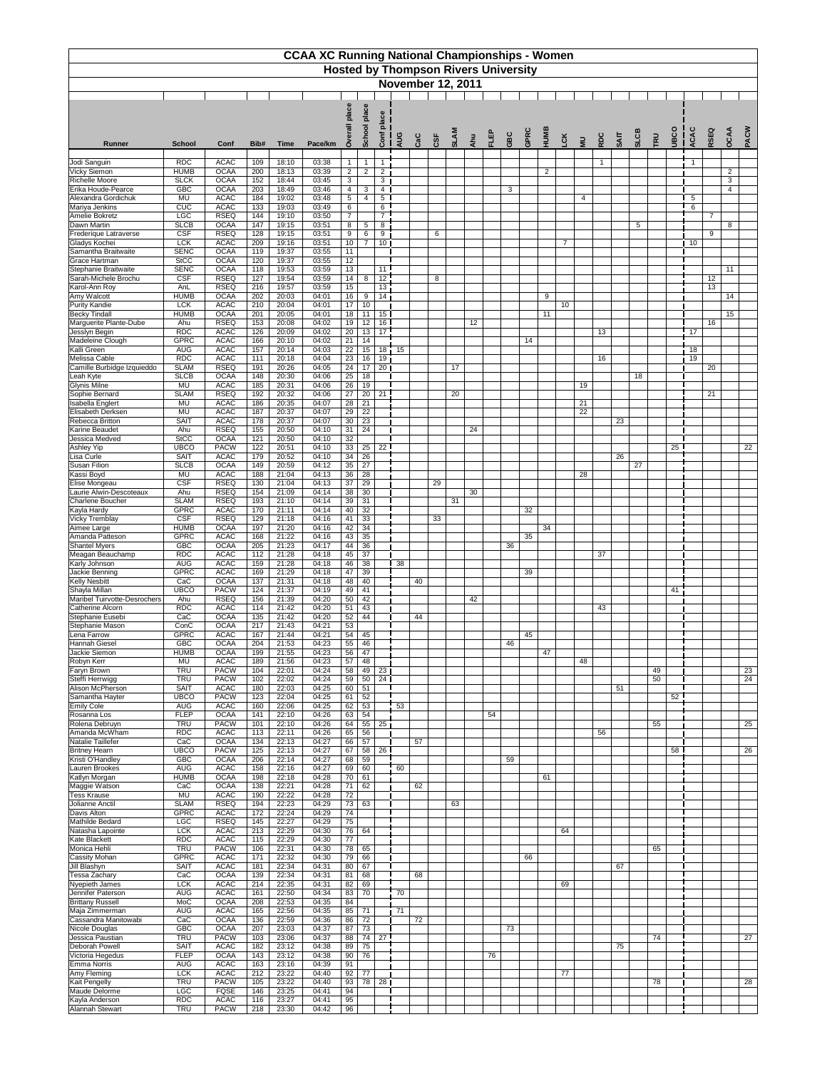# CCAA XC Running National Championships - Women

## Hosted by Thompson Rivers University

### November 12, 2011

| Runner | School | Conf | Bib# | Time | Pace/km | Overall place | School place | Conf place | AUG | CaC | CSF | SLAM | Ahu | FLEP | GBC | GPRC | HUMB | LCK | MU | RDC | SAIT | SLCB | TRU | UBCO | ACAC | RSEQ | OCAA | PACW |
|---|---|---|---|---|---|---|---|---|---|---|---|---|---|---|---|---|---|---|---|---|---|---|---|---|---|---|---|---|
| Jodi Sanguin | RDC | ACAC | 109 | 18:10 | 03:38 | 1 | 1 | 1 | | | | | | | | | | | | 1 | | | | | 1 | | | |
| Vicky Siemon | HUMB | OCAA | 200 | 18:13 | 03:39 | 2 | 2 | 2 | | | | | | | | | 2 | | | | | | | | | | 2 | |
| Richelle Moore | SLCK | OCAA | 152 | 18:44 | 03:45 | 3 | | 3 | | | | | | | | | | | | | | | | | | | 3 | |
| Erika Houde-Pearce | GBC | OCAA | 203 | 18:49 | 03:46 | 4 | 3 | 4 | | | | | | | 3 | | | | | | | | | | | | 4 | |
| Alexandra Gordichuk | MU | ACAC | 184 | 19:02 | 03:48 | 5 | 4 | 5 | | | | | | | | | | | 4 | | | | | | 5 | | | |
| Mariya Jenkins | CUC | ACAC | 133 | 19:03 | 03:49 | 6 | | 6 | | | | | | | | | | | | | | | | | 6 | | | |
| Amelie Bokretz | LGC | RSEQ | 144 | 19:10 | 03:50 | 7 | | 7 | | | | | | | | | | | | | | | | | | 7 | | |
| Dawn Martin | SLCB | OCAA | 147 | 19:15 | 03:51 | 8 | 5 | 8 | | | | | | | | | | | | | | 5 | | | | | 8 | |
| Frederique Latraverse | CSF | RSEQ | 128 | 19:15 | 03:51 | 9 | 6 | 9 | | | 6 | | | | | | | | | | | | | | | 9 | | |
| Gladys Kochei | LCK | ACAC | 209 | 19:16 | 03:51 | 10 | 7 | 10 | | | | | | | | | | 7 | | | | | | | 10 | | | |
| Samantha Braitwaite | SENC | OCAA | 119 | 19:37 | 03:55 | 11 | | | | | | | | | | | | | | | | | | | | | | |
| Grace Hartman | StCC | OCAA | 120 | 19:37 | 03:55 | 12 | | | | | | | | | | | | | | | | | | | | | | |
| Stephanie Braitwaite | SENC | OCAA | 118 | 19:53 | 03:59 | 13 | | 11 | | | | | | | | | | | | | | | | | | | 11 | |
| Sarah-Michele Brochu | CSF | RSEQ | 127 | 19:54 | 03:59 | 14 | 8 | 12 | | | 8 | | | | | | | | | | | | | | | 12 | | |
| Karol-Ann Roy | AnL | RSEQ | 216 | 19:57 | 03:59 | 15 | | 13 | | | | | | | | | | | | | | | | | | 13 | | |
| Amy Walcott | HUMB | OCAA | 202 | 20:03 | 04:01 | 16 | 9 | 14 | | | | | | | | | 9 | | | | | | | | | | 14 | |
| Purity Kandie | LCK | ACAC | 210 | 20:04 | 04:01 | 17 | 10 | | | | | | | | | | | 10 | | | | | | | | | | |
| Becky Tindall | HUMB | OCAA | 201 | 20:05 | 04:01 | 18 | 11 | 15 | | | | | | | | | 11 | | | | | | | | | | 15 | |
| Marguerite Plante-Dube | Ahu | RSEQ | 153 | 20:08 | 04:02 | 19 | 12 | 16 | | | | | 12 | | | | | | | | | | | | | 16 | | |
| Jesslyn Begin | RDC | ACAC | 126 | 20:09 | 04:02 | 20 | 13 | 17 | | | | | | | | | | | | 13 | | | | | 17 | | | |
| Madeleine Clough | GPRC | ACAC | 166 | 20:10 | 04:02 | 21 | 14 | | | | | | | | | 14 | | | | | | | | | | | | |
| Kalli Green | AUG | ACAC | 157 | 20:14 | 04:03 | 22 | 15 | 18 | 15 | | | | | | | | | | | | | | | | 18 | | | |
| Melissa Cable | RDC | ACAC | 111 | 20:18 | 04:04 | 23 | 16 | 19 | | | | | | | | | | | | 16 | | | | | 19 | | | |
| Camille Burbidge Izquieddo | SLAM | RSEQ | 191 | 20:26 | 04:05 | 24 | 17 | 20 | | | | 17 | | | | | | | | | | | | | | 20 | | |
| Leah Kyte | SLCB | OCAA | 148 | 20:30 | 04:06 | 25 | 18 | | | | | | | | | | | | | | | 18 | | | | | | |
| Glynis Milne | MU | ACAC | 185 | 20:31 | 04:06 | 26 | 19 | | | | | | | | | | | | 19 | | | | | | | | | |
| Sophie Bernard | SLAM | RSEQ | 192 | 20:32 | 04:06 | 27 | 20 | 21 | | | | 20 | | | | | | | | | | | | | | 21 | | |
| Isabella Englert | MU | ACAC | 186 | 20:35 | 04:07 | 28 | 21 | | | | | | | | | | | | 21 | | | | | | | | | |
| Elisabeth Derksen | MU | ACAC | 187 | 20:37 | 04:07 | 29 | 22 | | | | | | | | | | | | 22 | | | | | | | | | |
| Rebecca Britton | SAIT | ACAC | 178 | 20:37 | 04:07 | 30 | 23 | | | | | | | | | | | | | | 23 | | | | | | | |
| Karine Beaudet | Ahu | RSEQ | 155 | 20:50 | 04:10 | 31 | 24 | | | | | | 24 | | | | | | | | | | | | | | | |
| Jessica Medved | StCC | OCAA | 121 | 20:50 | 04:10 | 32 | | | | | | | | | | | | | | | | | | | | | | |
| Ashley Yip | UBCO | PACW | 122 | 20:51 | 04:10 | 33 | 25 | 22 | | | | | | | | | | | | | | | | 25 | | | | 22 |
| Lisa Curle | SAIT | ACAC | 179 | 20:52 | 04:10 | 34 | 26 | | | | | | | | | | | | | | 26 | | | | | | | |
| Susan Filion | SLCB | OCAA | 149 | 20:59 | 04:12 | 35 | 27 | | | | | | | | | | | | | | | 27 | | | | | | |
| Kassi Boyd | MU | ACAC | 188 | 21:04 | 04:13 | 36 | 28 | | | | | | | | | | | | 28 | | | | | | | | | |
| Elise Mongeau | CSF | RSEQ | 130 | 21:04 | 04:13 | 37 | 29 | | | | 29 | | | | | | | | | | | | | | | | | |
| Laurie Alwin-Descoteaux | Ahu | RSEQ | 154 | 21:09 | 04:14 | 38 | 30 | | | | | | 30 | | | | | | | | | | | | | | | |
| Charlene Boucher | SLAM | RSEQ | 193 | 21:10 | 04:14 | 39 | 31 | | | | | 31 | | | | | | | | | | | | | | | | |
| Kayla Hardy | GPRC | ACAC | 170 | 21:11 | 04:14 | 40 | 32 | | | | | | | | | 32 | | | | | | | | | | | | |
| Vicky Tremblay | CSF | RSEQ | 129 | 21:18 | 04:16 | 41 | 33 | | | | 33 | | | | | | | | | | | | | | | | | |
| Aimee Large | HUMB | OCAA | 197 | 21:20 | 04:16 | 42 | 34 | | | | | | | | | | 34 | | | | | | | | | | | |
| Amanda Patteson | GPRC | ACAC | 168 | 21:22 | 04:16 | 43 | 35 | | | | | | | | | 35 | | | | | | | | | | | | |
| Shantel Myers | GBC | OCAA | 205 | 21:23 | 04:17 | 44 | 36 | | | | | | | | 36 | | | | | | | | | | | | | |
| Meagan Beauchamp | RDC | ACAC | 112 | 21:28 | 04:18 | 45 | 37 | | | | | | | | | | | | | 37 | | | | | | | | |
| Karly Johnson | AUG | ACAC | 159 | 21:28 | 04:18 | 46 | 38 | | 38 | | | | | | | | | | | | | | | | | | | |
| Jackie Benning | GPRC | ACAC | 169 | 21:29 | 04:18 | 47 | 39 | | | | | | | | | 39 | | | | | | | | | | | | |
| Kelly Nesbitt | CaC | OCAA | 137 | 21:31 | 04:18 | 48 | 40 | | | 40 | | | | | | | | | | | | | | | | | | |
| Shayla Millan | UBCO | PACW | 124 | 21:37 | 04:19 | 49 | 41 | | | | | | | | | | | | | | | | | 41 | | | | |
| Maribel Tuirvotte-Desrochers | Ahu | RSEQ | 156 | 21:39 | 04:20 | 50 | 42 | | | | | | 42 | | | | | | | | | | | | | | | |
| Catherine Alcorn | RDC | ACAC | 114 | 21:42 | 04:20 | 51 | 43 | | | | | | | | | | | | | 43 | | | | | | | | |
| Stephanie Eusebi | CaC | OCAA | 135 | 21:42 | 04:20 | 52 | 44 | | | 44 | | | | | | | | | | | | | | | | | | |
| Stephanie Mason | ConC | OCAA | 217 | 21:43 | 04:21 | 53 | | | | | | | | | | | | | | | | | | | | | | |
| Lena Farrow | GPRC | ACAC | 167 | 21:44 | 04:21 | 54 | 45 | | | | | | | | | 45 | | | | | | | | | | | | |
| Hannah Giesel | GBC | OCAA | 204 | 21:53 | 04:23 | 55 | 46 | | | | | | | | 46 | | | | | | | | | | | | | |
| Jackie Siemon | HUMB | OCAA | 199 | 21:55 | 04:23 | 56 | 47 | | | | | | | | | | 47 | | | | | | | | | | | |
| Robyn Kerr | MU | ACAC | 189 | 21:56 | 04:23 | 57 | 48 | | | | | | | | | | | | 48 | | | | | | | | | |
| Faryn Brown | TRU | PACW | 104 | 22:01 | 04:24 | 58 | 49 | 23 | | | | | | | | | | | | | | | 49 | | | | | 23 |
| Steffi Herrwigg | TRU | PACW | 102 | 22:02 | 04:24 | 59 | 50 | 24 | | | | | | | | | | | | | | | 50 | | | | | 24 |
| Alison McPherson | SAIT | ACAC | 180 | 22:03 | 04:25 | 60 | 51 | | | | | | | | | | | | | | 51 | | | | | | | |
| Samantha Hayter | UBCO | PACW | 123 | 22:04 | 04:25 | 61 | 52 | | | | | | | | | | | | | | | | | 52 | | | | |
| Emily Cole | AUG | ACAC | 160 | 22:06 | 04:25 | 62 | 53 | | 53 | | | | | | | | | | | | | | | | | | | |
| Rosanna Los | FLEP | OCAA | 141 | 22:10 | 04:26 | 63 | 54 | | | | | | | 54 | | | | | | | | | | | | | | |
| Rolena Debruyn | TRU | PACW | 101 | 22:10 | 04:26 | 64 | 55 | 25 | | | | | | | | | | | | | | | 55 | | | | | 25 |
| Amanda McWham | RDC | ACAC | 113 | 22:11 | 04:26 | 65 | 56 | | | | | | | | | | | | | 56 | | | | | | | | |
| Natalie Taillefer | CaC | OCAA | 134 | 22:13 | 04:27 | 66 | 57 | | | 57 | | | | | | | | | | | | | | | | | | |
| Britney Hearn | UBCO | PACW | 125 | 22:13 | 04:27 | 67 | 58 | 26 | | | | | | | | | | | | | | | | 58 | | | | 26 |
| Kristi O'Handley | GBC | OCAA | 206 | 22:14 | 04:27 | 68 | 59 | | | | | | | | 59 | | | | | | | | | | | | | |
| Lauren Brookes | AUG | ACAC | 158 | 22:16 | 04:27 | 69 | 60 | | 60 | | | | | | | | | | | | | | | | | | | |
| Katlyn Morgan | HUMB | OCAA | 198 | 22:18 | 04:28 | 70 | 61 | | | | | | | | | | 61 | | | | | | | | | | | |
| Maggie Watson | CaC | OCAA | 138 | 22:21 | 04:28 | 71 | 62 | | | 62 | | | | | | | | | | | | | | | | | | |
| Tess Krause | MU | ACAC | 190 | 22:22 | 04:28 | 72 | | | | | | | | | | | | | | | | | | | | | | |
| Jolianne Anctil | SLAM | RSEQ | 194 | 22:23 | 04:29 | 73 | 63 | | | | | 63 | | | | | | | | | | | | | | | | |
| Davis Alton | GPRC | ACAC | 172 | 22:24 | 04:29 | 74 | | | | | | | | | | | | | | | | | | | | | | |
| Mathilde Bedard | LGC | RSEQ | 145 | 22:27 | 04:29 | 75 | | | | | | | | | | | | | | | | | | | | | | |
| Natasha Lapointe | LCK | ACAC | 213 | 22:29 | 04:30 | 76 | 64 | | | | | | | | | | | 64 | | | | | | | | | | |
| Kate Blackett | RDC | ACAC | 115 | 22:29 | 04:30 | 77 | | | | | | | | | | | | | | | | | | | | | | |
| Monica Hehli | TRU | PACW | 106 | 22:31 | 04:30 | 78 | 65 | | | | | | | | | | | | | | | | 65 | | | | | |
| Cassity Mohan | GPRC | ACAC | 171 | 22:32 | 04:30 | 79 | 66 | | | | | | | | | 66 | | | | | | | | | | | | |
| Jill Blashyn | SAIT | ACAC | 181 | 22:34 | 04:31 | 80 | 67 | | | | | | | | | | | | | | 67 | | | | | | | |
| Tessa Zachary | CaC | OCAA | 139 | 22:34 | 04:31 | 81 | 68 | | | 68 | | | | | | | | | | | | | | | | | | |
| Nyepieth James | LCK | ACAC | 214 | 22:35 | 04:31 | 82 | 69 | | | | | | | | | | | 69 | | | | | | | | | | |
| Jennifer Paterson | AUG | ACAC | 161 | 22:50 | 04:34 | 83 | 70 | | 70 | | | | | | | | | | | | | | | | | | | |
| Brittany Russell | MoC | OCAA | 208 | 22:53 | 04:35 | 84 | | | | | | | | | | | | | | | | | | | | | | |
| Maja Zimmerman | AUG | ACAC | 165 | 22:56 | 04:35 | 85 | 71 | | 71 | | | | | | | | | | | | | | | | | | | |
| Cassandra Manitowabi | CaC | OCAA | 136 | 22:59 | 04:36 | 86 | 72 | | | 72 | | | | | | | | | | | | | | | | | | |
| Nicole Douglas | GBC | OCAA | 207 | 23:03 | 04:37 | 87 | 73 | | | | | | | | 73 | | | | | | | | | | | | | |
| Jessica Paustian | TRU | PACW | 103 | 23:06 | 04:37 | 88 | 74 | 27 | | | | | | | | | | | | | | | 74 | | | | | 27 |
| Deborah Powell | SAIT | ACAC | 182 | 23:12 | 04:38 | 89 | 75 | | | | | | | | | | | | | | 75 | | | | | | | |
| Victoria Hegedus | FLEP | OCAA | 143 | 23:12 | 04:38 | 90 | 76 | | | | | | | 76 | | | | | | | | | | | | | | |
| Emma Norris | AUG | ACAC | 163 | 23:16 | 04:39 | 91 | | | | | | | | | | | | | | | | | | | | | | |
| Amy Fleming | LCK | ACAC | 212 | 23:22 | 04:40 | 92 | 77 | | | | | | | | | | | 77 | | | | | | | | | | |
| Kait Pengelly | TRU | PACW | 105 | 23:22 | 04:40 | 93 | 78 | 28 | | | | | | | | | | | | | | | 78 | | | | | 28 |
| Maude Delorme | LGC | FQSE | 146 | 23:25 | 04:41 | 94 | | | | | | | | | | | | | | | | | | | | | | |
| Kayla Anderson | RDC | ACAC | 116 | 23:27 | 04:41 | 95 | | | | | | | | | | | | | | | | | | | | | | |
| Alannah Stewart | TRU | PACW | 218 | 23:30 | 04:42 | 96 | | | | | | | | | | | | | | | | | | | | | | |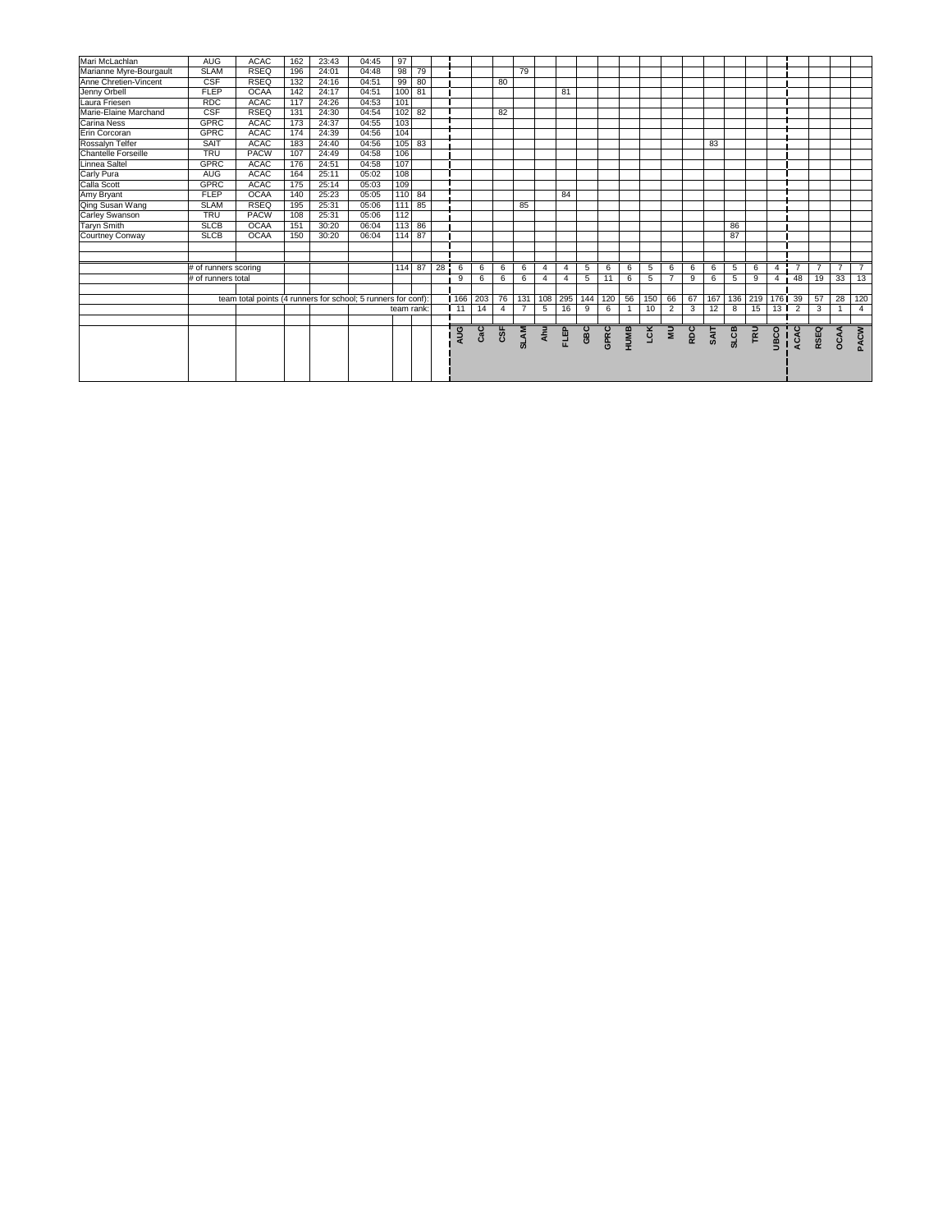| | | | | | | | | | | | | | | | | | | | | | | | | | | | | |
|---|---|---|---|---|---|---|---|---|---|---|---|---|---|---|---|---|---|---|---|---|---|---|---|---|---|---|---|---|
| Mari McLachlan | AUG | ACAC | 162 | 23:43 | 04:45 | 97 | | | | | | | | | | | | | | | | | | | | | | |
| Marianne Myre-Bourgault | SLAM | RSEQ | 196 | 24:01 | 04:48 | 98 | 79 | | | | | 79 | | | | | | | | | | | | | | | | |
| Anne Chretien-Vincent | CSF | RSEQ | 132 | 24:16 | 04:51 | 99 | 80 | | | | 80 | | | | | | | | | | | | | | | | | |
| Jenny Orbell | FLEP | OCAA | 142 | 24:17 | 04:51 | 100 | 81 | | | | | | | 81 | | | | | | | | | | | | | | |
| Laura Friesen | RDC | ACAC | 117 | 24:26 | 04:53 | 101 | | | | | | | | | | | | | | | | | | | | | | |
| Marie-Elaine Marchand | CSF | RSEQ | 131 | 24:30 | 04:54 | 102 | 82 | | | | 82 | | | | | | | | | | | | | | | | | |
| Carina Ness | GPRC | ACAC | 173 | 24:37 | 04:55 | 103 | | | | | | | | | | | | | | | | | | | | | | |
| Erin Corcoran | GPRC | ACAC | 174 | 24:39 | 04:56 | 104 | | | | | | | | | | | | | | | | | | | | | | |
| Rossalyn Telfer | SAIT | ACAC | 183 | 24:40 | 04:56 | 105 | 83 | | | | | | | | | | | | | | 83 | | | | | | | |
| Chantelle Forseille | TRU | PACW | 107 | 24:49 | 04:58 | 106 | | | | | | | | | | | | | | | | | | | | | | |
| Linnea Saltel | GPRC | ACAC | 176 | 24:51 | 04:58 | 107 | | | | | | | | | | | | | | | | | | | | | | |
| Carly Pura | AUG | ACAC | 164 | 25:11 | 05:02 | 108 | | | | | | | | | | | | | | | | | | | | | | |
| Calla Scott | GPRC | ACAC | 175 | 25:14 | 05:03 | 109 | | | | | | | | | | | | | | | | | | | | | | |
| Amy Bryant | FLEP | OCAA | 140 | 25:23 | 05:05 | 110 | 84 | | | | | | | 84 | | | | | | | | | | | | | | |
| Qing Susan Wang | SLAM | RSEQ | 195 | 25:31 | 05:06 | 111 | 85 | | | | | 85 | | | | | | | | | | | | | | | | |
| Carley Swanson | TRU | PACW | 108 | 25:31 | 05:06 | 112 | | | | | | | | | | | | | | | | | | | | | | |
| Taryn Smith | SLCB | OCAA | 151 | 30:20 | 06:04 | 113 | 86 | | | | | | | | | | | | | | | 86 | | | | | | |
| Courtney Conway | SLCB | OCAA | 150 | 30:20 | 06:04 | 114 | 87 | | | | | | | | | | | | | | | 87 | | | | | | |
| | | | | | | | | | | | | | | | | | | | | | | | | | | | | |
| | # of runners scoring | | | | | 114 | 87 | 28 | 6 | 6 | 6 | 6 | 4 | 4 | 5 | 6 | 6 | 5 | 6 | 6 | 6 | 5 | 6 | 4 | 7 | 7 | 7 | 7 |
| | # of runners total | | | | | | | | 9 | 6 | 6 | 6 | 4 | 4 | 5 | 11 | 6 | 5 | 7 | 9 | 6 | 5 | 9 | 4 | 48 | 19 | 33 | 13 |
| | | | | | | | | | | | | | | | | | | | | | | | | | | | | |
| | team total points (4 runners for school; 5 runners for conf): | | | | | | | | 166 | 203 | 76 | 131 | 108 | 295 | 144 | 120 | 56 | 150 | 66 | 67 | 167 | 136 | 219 | 176 | 39 | 57 | 28 | 120 |
| | | | | | team rank: | | | | 11 | 14 | 4 | 7 | 5 | 16 | 9 | 6 | 1 | 10 | 2 | 3 | 12 | 8 | 15 | 13 | 2 | 3 | 1 | 4 |
| | | | | | | | | | AUG | CaC | CSF | SLAM | Ahu | FLEP | GBC | GPRC | HUMB | LCK | MU | RDC | SAIT | SLCB | TRU | UBCO | ACAC | RSEQ | OCAA | PACW |